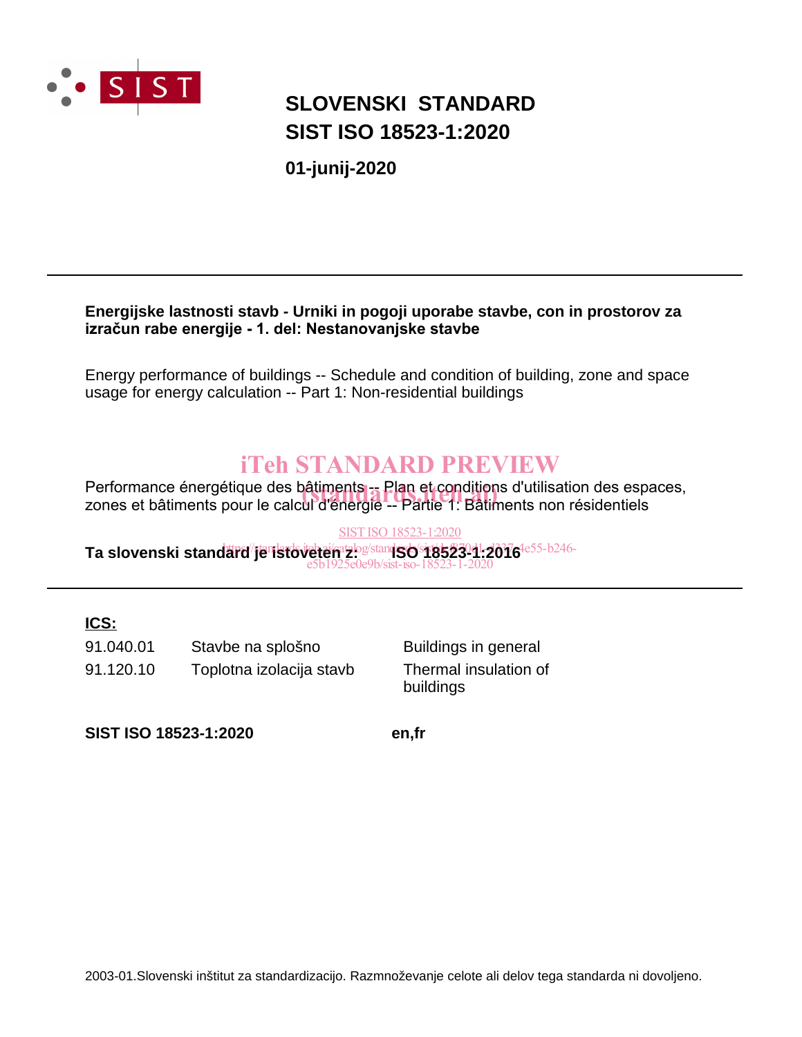# SLOVENSKI STANDARD
# SIST ISO 18523-1:2020

**01-junij-2020**

---

**Energijske lastnosti stavb - Urniki in pogoji uporabe stavbe, con in prostorov za izračun rabe energije - 1. del: Nestanovanjske stavbe**

Energy performance of buildings -- Schedule and condition of building, zone and space usage for energy calculation -- Part 1: Non-residential buildings

iTeh STANDARD PREVIEW
(standards.iteh.ai)

Performance énergétique des bâtiments -- Plan et conditions d'utilisation des espaces, zones et bâtiments pour le calcul d'énergie -- Partie 1: Bâtiments non résidentiels

SIST ISO 18523-1:2020
https://standards.iteh.ai/catalog/standards/sist/cd87041-d337-4e55-b246-e5b1925e0e9b/sist-iso-18523-1-2020

**Ta slovenski standard je istoveten z: ISO 18523-1:2016**

---

**ICS:**

| | | |
|---|---|---|
| 91.040.01 | Stavbe na splošno | Buildings in general |
| 91.120.10 | Toplotna izolacija stavb | Thermal insulation of buildings |

**SIST ISO 18523-1:2020** **en,fr**

2003-01.Slovenski inštitut za standardizacijo. Razmnoževanje celote ali delov tega standarda ni dovoljeno.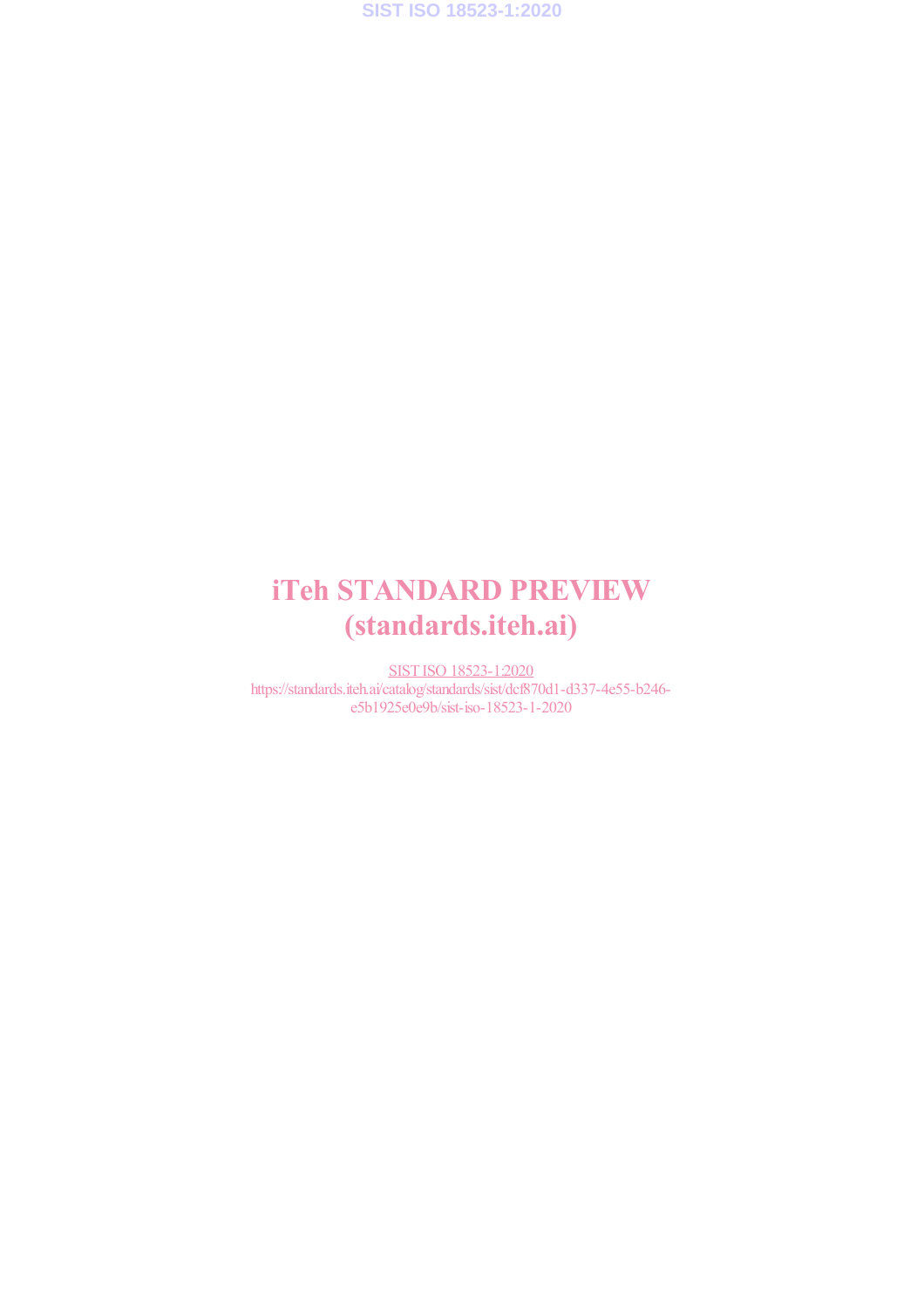# iTeh STANDARD PREVIEW
# (standards.iteh.ai)

SIST ISO 18523-1:2020
https://standards.iteh.ai/catalog/standards/sist/dcf870d1-d337-4e55-b246-e5b1925e0e9b/sist-iso-18523-1-2020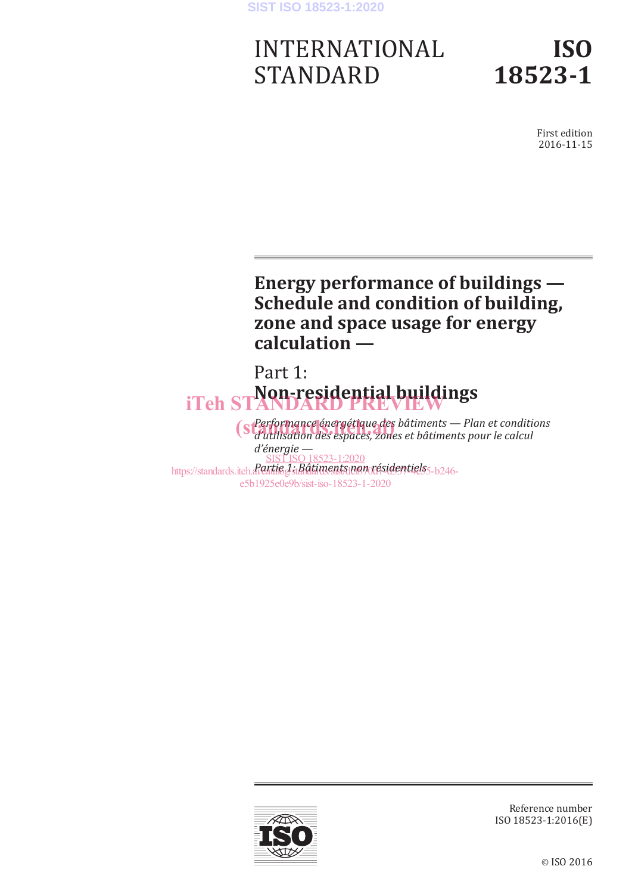# INTERNATIONAL STANDARD

# ISO 18523-1

First edition
2016-11-15

## Energy performance of buildings — Schedule and condition of building, zone and space usage for energy calculation —

## Part 1: Non-residential buildings

*Performance énergétique des bâtiments — Plan et conditions d'utilisation des espaces, zones et bâtiments pour le calcul d'énergie —*

*Partie 1: Bâtiments non résidentiels*

Reference number
ISO 18523-1:2016(E)

© ISO 2016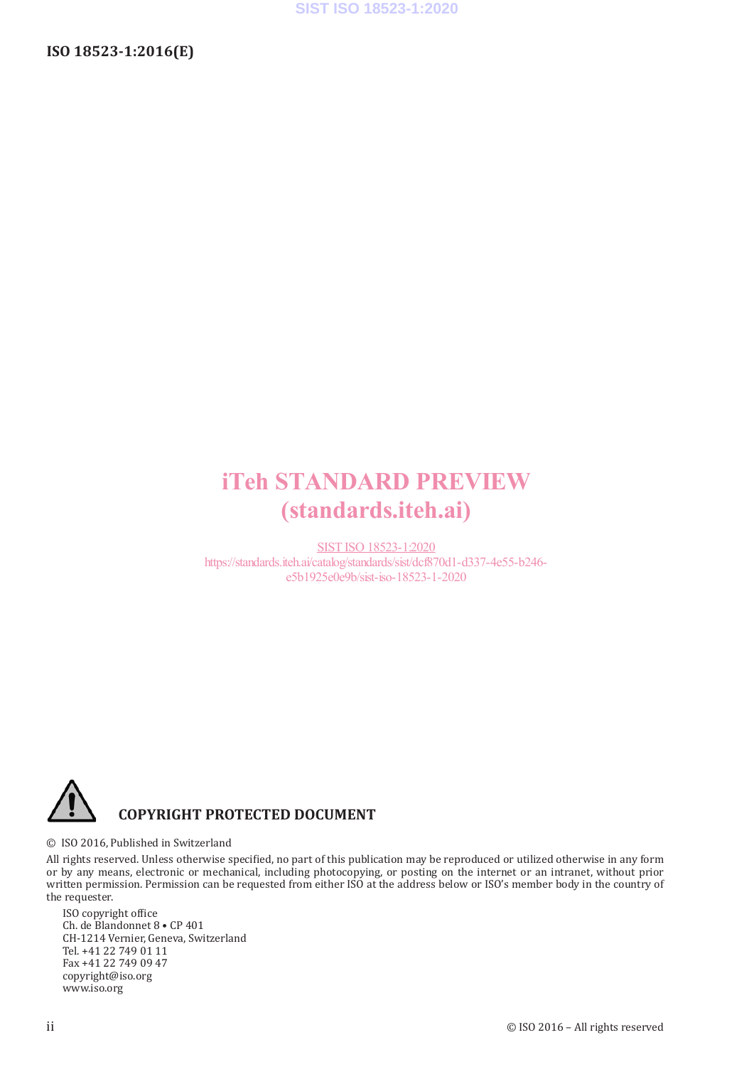iTeh STANDARD PREVIEW
(standards.iteh.ai)

SIST ISO 18523-1:2020
https://standards.iteh.ai/catalog/standards/sist/dcf870d1-d337-4e55-b246-e5b1925e0e9b/sist-iso-18523-1-2020

**COPYRIGHT PROTECTED DOCUMENT**

© ISO 2016, Published in Switzerland

All rights reserved. Unless otherwise specified, no part of this publication may be reproduced or utilized otherwise in any form or by any means, electronic or mechanical, including photocopying, or posting on the internet or an intranet, without prior written permission. Permission can be requested from either ISO at the address below or ISO's member body in the country of the requester.

ISO copyright office
Ch. de Blandonnet 8 • CP 401
CH-1214 Vernier, Geneva, Switzerland
Tel. +41 22 749 01 11
Fax +41 22 749 09 47
copyright@iso.org
www.iso.org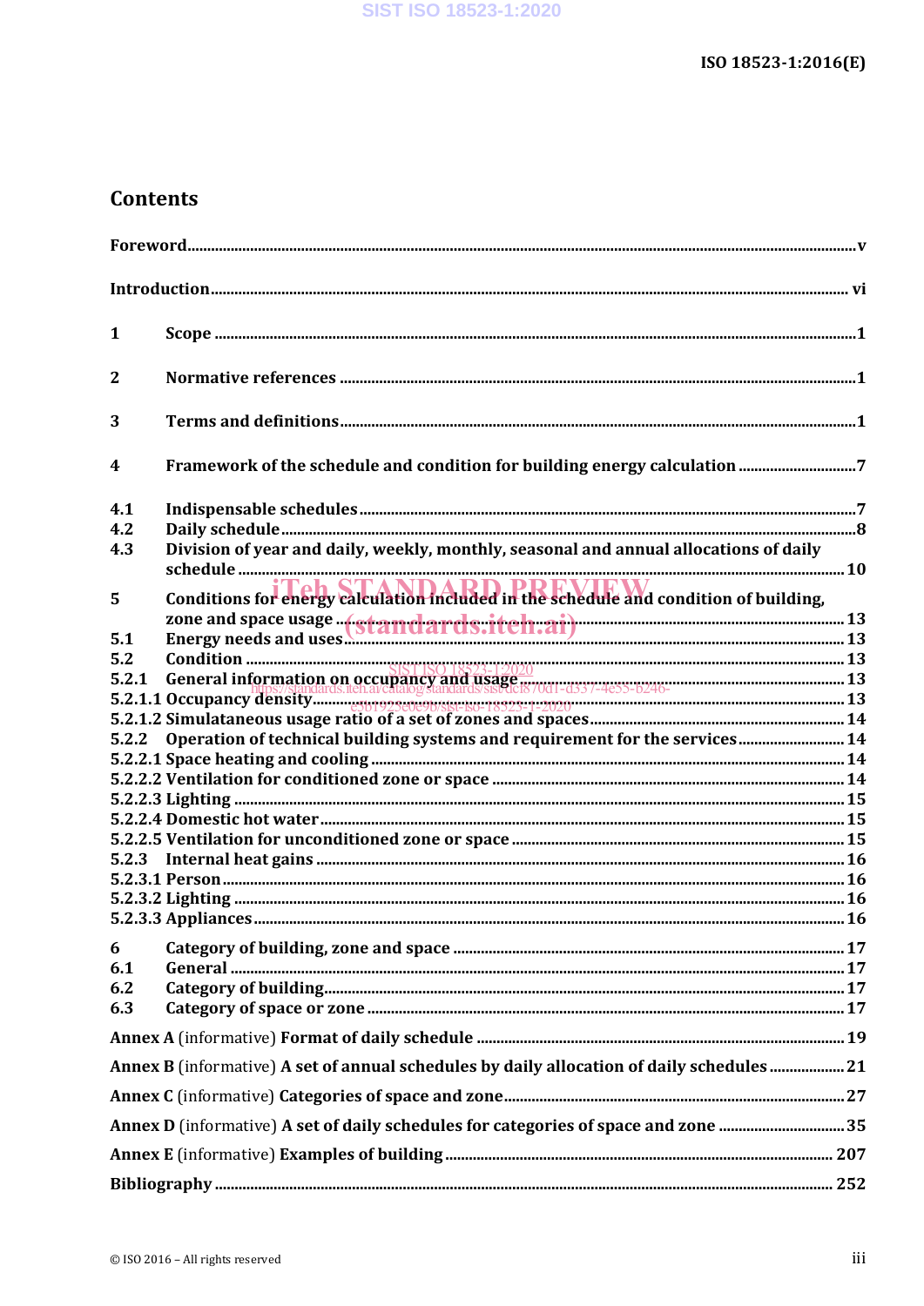# Contents

Foreword .......... v

Introduction .......... vi

1 Scope .......... 1

2 Normative references .......... 1

3 Terms and definitions .......... 1

4 Framework of the schedule and condition for building energy calculation .......... 7

4.1 Indispensable schedules .......... 7
4.2 Daily schedule .......... 8
4.3 Division of year and daily, weekly, monthly, seasonal and annual allocations of daily schedule .......... 10

5 Conditions for energy calculation included in the schedule and condition of building, zone and space usage .......... 13

5.1 Energy needs and uses .......... 13
5.2 Condition .......... 13
5.2.1 General information on occupancy and usage .......... 13
5.2.1.1 Occupancy density .......... 13
5.2.1.2 Simultaneous usage ratio of a set of zones and spaces .......... 14
5.2.2 Operation of technical building systems and requirement for the services .......... 14
5.2.2.1 Space heating and cooling .......... 14
5.2.2.2 Ventilation for conditioned zone or space .......... 14
5.2.2.3 Lighting .......... 15
5.2.2.4 Domestic hot water .......... 15
5.2.2.5 Ventilation for unconditioned zone or space .......... 15
5.2.3 Internal heat gains .......... 16
5.2.3.1 Person .......... 16
5.2.3.2 Lighting .......... 16
5.2.3.3 Appliances .......... 16

6 Category of building, zone and space .......... 17

6.1 General .......... 17
6.2 Category of building .......... 17
6.3 Category of space or zone .......... 17

Annex A (informative) Format of daily schedule .......... 19

Annex B (informative) A set of annual schedules by daily allocation of daily schedules .......... 21

Annex C (informative) Categories of space and zone .......... 27

Annex D (informative) A set of daily schedules for categories of space and zone .......... 35

Annex E (informative) Examples of building .......... 207

Bibliography .......... 252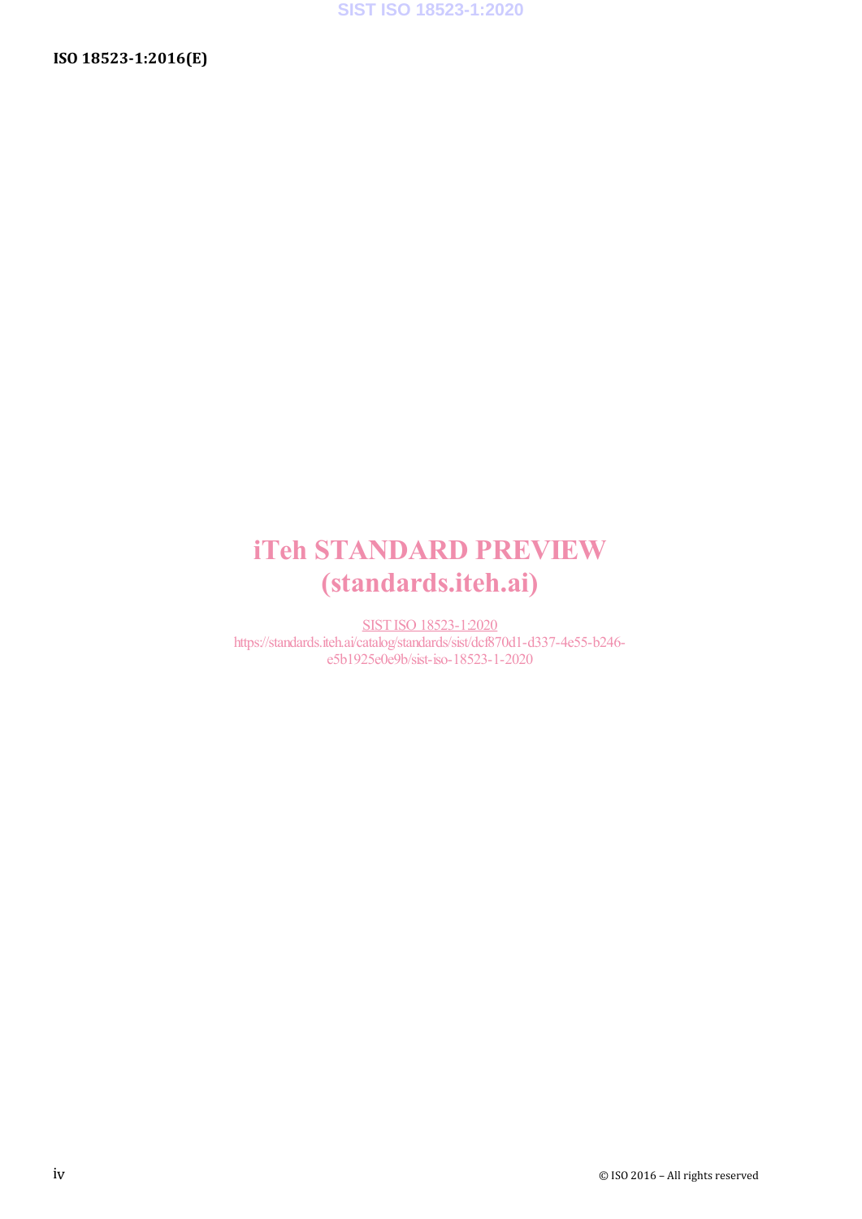iTeh STANDARD PREVIEW
(standards.iteh.ai)

SIST ISO 18523-1:2020
https://standards.iteh.ai/catalog/standards/sist/dcf870d1-d337-4e55-b246-e5b1925e0e9b/sist-iso-18523-1-2020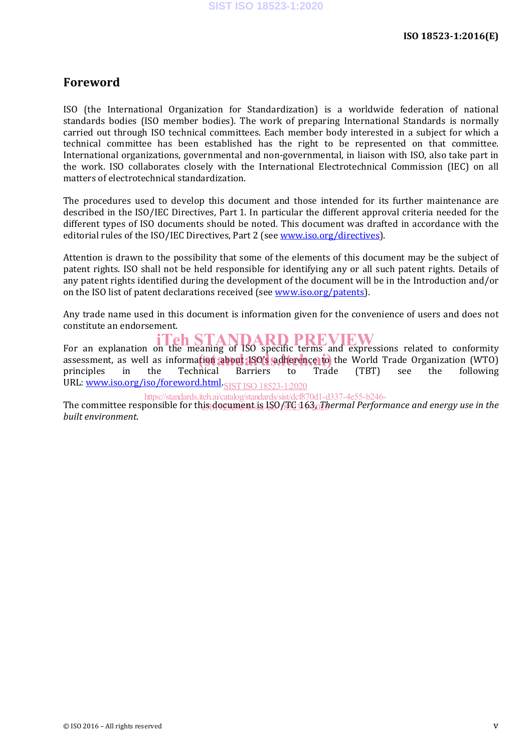## Foreword

ISO (the International Organization for Standardization) is a worldwide federation of national standards bodies (ISO member bodies). The work of preparing International Standards is normally carried out through ISO technical committees. Each member body interested in a subject for which a technical committee has been established has the right to be represented on that committee. International organizations, governmental and non-governmental, in liaison with ISO, also take part in the work. ISO collaborates closely with the International Electrotechnical Commission (IEC) on all matters of electrotechnical standardization.

The procedures used to develop this document and those intended for its further maintenance are described in the ISO/IEC Directives, Part 1. In particular the different approval criteria needed for the different types of ISO documents should be noted. This document was drafted in accordance with the editorial rules of the ISO/IEC Directives, Part 2 (see www.iso.org/directives).

Attention is drawn to the possibility that some of the elements of this document may be the subject of patent rights. ISO shall not be held responsible for identifying any or all such patent rights. Details of any patent rights identified during the development of the document will be in the Introduction and/or on the ISO list of patent declarations received (see www.iso.org/patents).

Any trade name used in this document is information given for the convenience of users and does not constitute an endorsement.

For an explanation on the meaning of ISO specific terms and expressions related to conformity assessment, as well as information about ISO's adherence to the World Trade Organization (WTO) principles in the Technical Barriers to Trade (TBT) see the following URL: www.iso.org/iso/foreword.html.

The committee responsible for this document is ISO/TC 163, *Thermal Performance and energy use in the built environment*.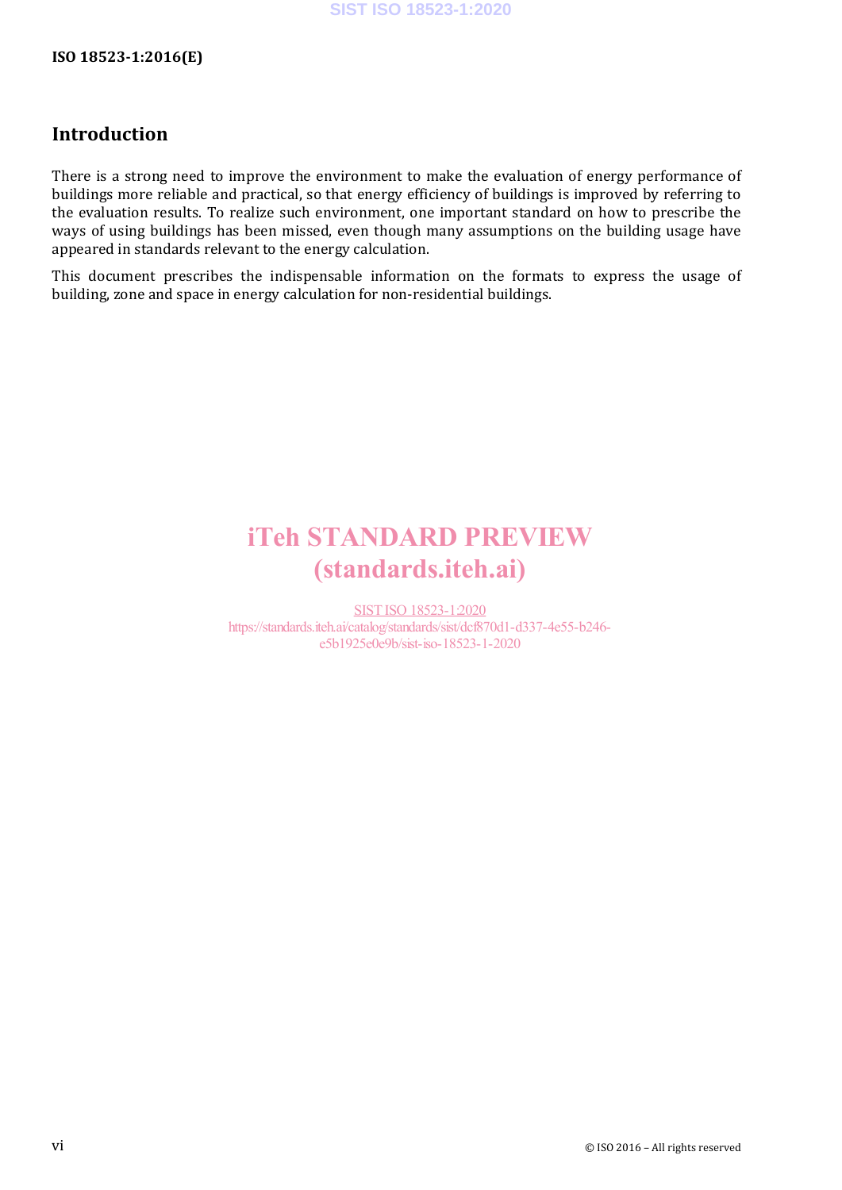## Introduction

There is a strong need to improve the environment to make the evaluation of energy performance of buildings more reliable and practical, so that energy efficiency of buildings is improved by referring to the evaluation results. To realize such environment, one important standard on how to prescribe the ways of using buildings has been missed, even though many assumptions on the building usage have appeared in standards relevant to the energy calculation.

This document prescribes the indispensable information on the formats to express the usage of building, zone and space in energy calculation for non-residential buildings.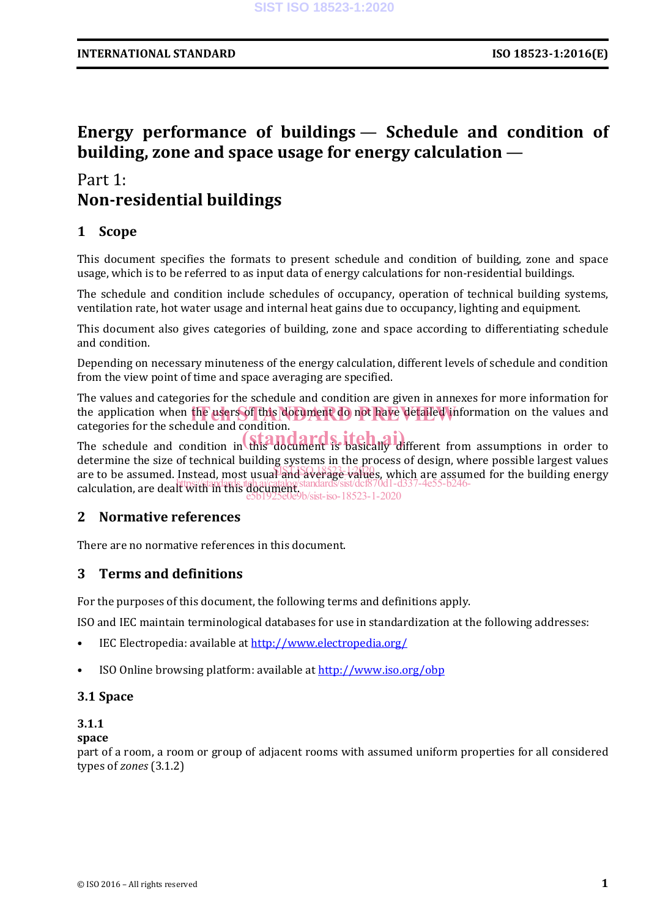# Energy performance of buildings — Schedule and condition of building, zone and space usage for energy calculation —

## Part 1: Non-residential buildings

## 1 Scope

This document specifies the formats to present schedule and condition of building, zone and space usage, which is to be referred to as input data of energy calculations for non-residential buildings.

The schedule and condition include schedules of occupancy, operation of technical building systems, ventilation rate, hot water usage and internal heat gains due to occupancy, lighting and equipment.

This document also gives categories of building, zone and space according to differentiating schedule and condition.

Depending on necessary minuteness of the energy calculation, different levels of schedule and condition from the view point of time and space averaging are specified.

The values and categories for the schedule and condition are given in annexes for more information for the application when the users of this document do not have detailed information on the values and categories for the schedule and condition.

The schedule and condition in this document is basically different from assumptions in order to determine the size of technical building systems in the process of design, where possible largest values are to be assumed. Instead, most usual and average values, which are assumed for the building energy calculation, are dealt with in this document.

## 2 Normative references

There are no normative references in this document.

## 3 Terms and definitions

For the purposes of this document, the following terms and definitions apply.

ISO and IEC maintain terminological databases for use in standardization at the following addresses:

- IEC Electropedia: available at http://www.electropedia.org/
- ISO Online browsing platform: available at http://www.iso.org/obp

### 3.1 Space

**3.1.1**
**space**
part of a room, a room or group of adjacent rooms with assumed uniform properties for all considered types of *zones* (3.1.2)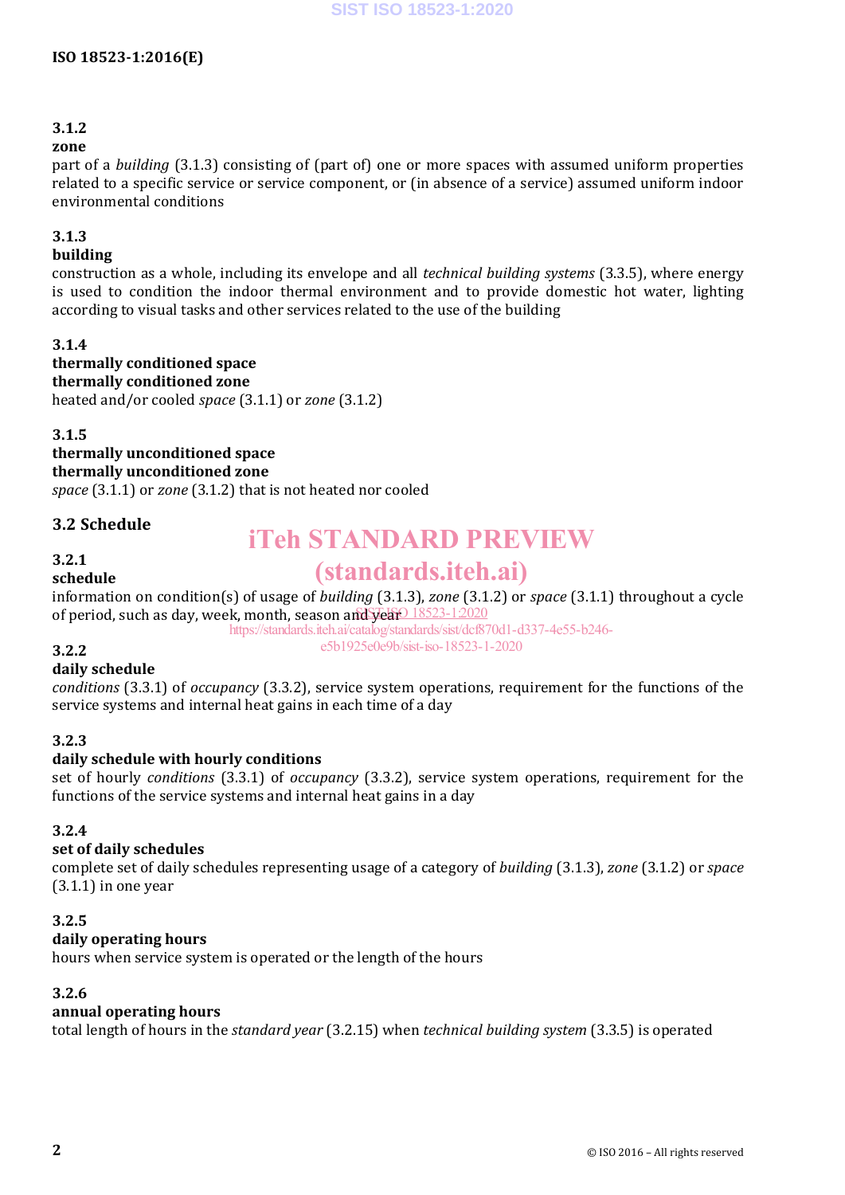**3.1.2**
**zone**
part of a *building* (3.1.3) consisting of (part of) one or more spaces with assumed uniform properties related to a specific service or service component, or (in absence of a service) assumed uniform indoor environmental conditions

**3.1.3**
**building**
construction as a whole, including its envelope and all *technical building systems* (3.3.5), where energy is used to condition the indoor thermal environment and to provide domestic hot water, lighting according to visual tasks and other services related to the use of the building

**3.1.4**
**thermally conditioned space**
**thermally conditioned zone**
heated and/or cooled *space* (3.1.1) or *zone* (3.1.2)

**3.1.5**
**thermally unconditioned space**
**thermally unconditioned zone**
*space* (3.1.1) or *zone* (3.1.2) that is not heated nor cooled

## 3.2 Schedule

**3.2.1**
**schedule**
information on condition(s) of usage of *building* (3.1.3), *zone* (3.1.2) or *space* (3.1.1) throughout a cycle of period, such as day, week, month, season and year

**3.2.2**
**daily schedule**
*conditions* (3.3.1) of *occupancy* (3.3.2), service system operations, requirement for the functions of the service systems and internal heat gains in each time of a day

**3.2.3**
**daily schedule with hourly conditions**
set of hourly *conditions* (3.3.1) of *occupancy* (3.3.2), service system operations, requirement for the functions of the service systems and internal heat gains in a day

**3.2.4**
**set of daily schedules**
complete set of daily schedules representing usage of a category of *building* (3.1.3), *zone* (3.1.2) or *space* (3.1.1) in one year

**3.2.5**
**daily operating hours**
hours when service system is operated or the length of the hours

**3.2.6**
**annual operating hours**
total length of hours in the *standard year* (3.2.15) when *technical building system* (3.3.5) is operated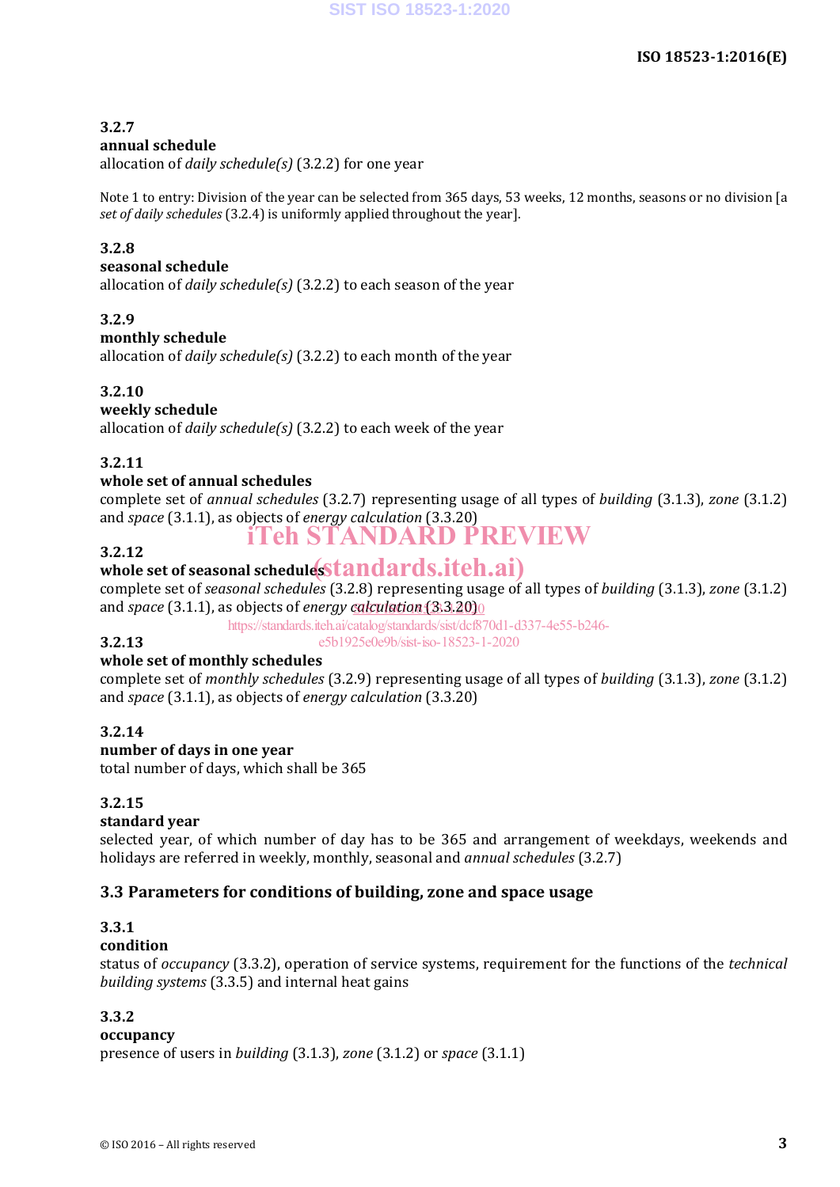**3.2.7**
**annual schedule**
allocation of *daily schedule(s)* (3.2.2) for one year

Note 1 to entry: Division of the year can be selected from 365 days, 53 weeks, 12 months, seasons or no division [a *set of daily schedules* (3.2.4) is uniformly applied throughout the year].

**3.2.8**
**seasonal schedule**
allocation of *daily schedule(s)* (3.2.2) to each season of the year

**3.2.9**
**monthly schedule**
allocation of *daily schedule(s)* (3.2.2) to each month of the year

**3.2.10**
**weekly schedule**
allocation of *daily schedule(s)* (3.2.2) to each week of the year

**3.2.11**
**whole set of annual schedules**
complete set of *annual schedules* (3.2.7) representing usage of all types of *building* (3.1.3), *zone* (3.1.2) and *space* (3.1.1), as objects of *energy calculation* (3.3.20)

**3.2.12**
**whole set of seasonal schedules**
complete set of *seasonal schedules* (3.2.8) representing usage of all types of *building* (3.1.3), *zone* (3.1.2) and *space* (3.1.1), as objects of *energy calculation* (3.3.20)

**3.2.13**
**whole set of monthly schedules**
complete set of *monthly schedules* (3.2.9) representing usage of all types of *building* (3.1.3), *zone* (3.1.2) and *space* (3.1.1), as objects of *energy calculation* (3.3.20)

**3.2.14**
**number of days in one year**
total number of days, which shall be 365

**3.2.15**
**standard year**
selected year, of which number of day has to be 365 and arrangement of weekdays, weekends and holidays are referred in weekly, monthly, seasonal and *annual schedules* (3.2.7)

## 3.3 Parameters for conditions of building, zone and space usage

**3.3.1**
**condition**
status of *occupancy* (3.3.2), operation of service systems, requirement for the functions of the *technical building systems* (3.3.5) and internal heat gains

**3.3.2**
**occupancy**
presence of users in *building* (3.1.3), *zone* (3.1.2) or *space* (3.1.1)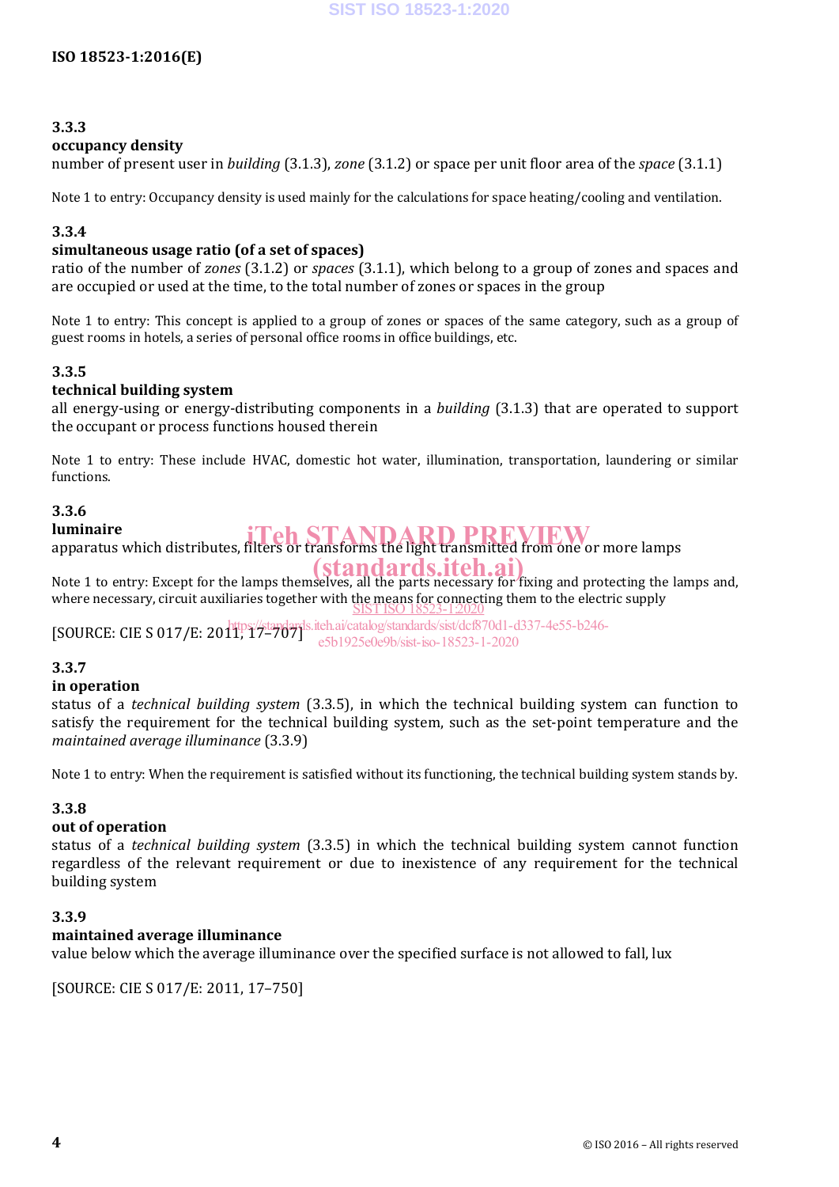### 3.3.3
**occupancy density**

number of present user in *building* (3.1.3), *zone* (3.1.2) or space per unit floor area of the *space* (3.1.1)

Note 1 to entry: Occupancy density is used mainly for the calculations for space heating/cooling and ventilation.

### 3.3.4
**simultaneous usage ratio (of a set of spaces)**

ratio of the number of *zones* (3.1.2) or *spaces* (3.1.1), which belong to a group of zones and spaces and are occupied or used at the time, to the total number of zones or spaces in the group

Note 1 to entry: This concept is applied to a group of zones or spaces of the same category, such as a group of guest rooms in hotels, a series of personal office rooms in office buildings, etc.

### 3.3.5
**technical building system**

all energy-using or energy-distributing components in a *building* (3.1.3) that are operated to support the occupant or process functions housed therein

Note 1 to entry: These include HVAC, domestic hot water, illumination, transportation, laundering or similar functions.

### 3.3.6
**luminaire**

apparatus which distributes, filters or transforms the light transmitted from one or more lamps

Note 1 to entry: Except for the lamps themselves, all the parts necessary for fixing and protecting the lamps and, where necessary, circuit auxiliaries together with the means for connecting them to the electric supply

[SOURCE: CIE S 017/E: 2011, 17–707]

### 3.3.7
**in operation**

status of a *technical building system* (3.3.5), in which the technical building system can function to satisfy the requirement for the technical building system, such as the set-point temperature and the *maintained average illuminance* (3.3.9)

Note 1 to entry: When the requirement is satisfied without its functioning, the technical building system stands by.

### 3.3.8
**out of operation**

status of a *technical building system* (3.3.5) in which the technical building system cannot function regardless of the relevant requirement or due to inexistence of any requirement for the technical building system

### 3.3.9
**maintained average illuminance**

value below which the average illuminance over the specified surface is not allowed to fall, lux

[SOURCE: CIE S 017/E: 2011, 17–750]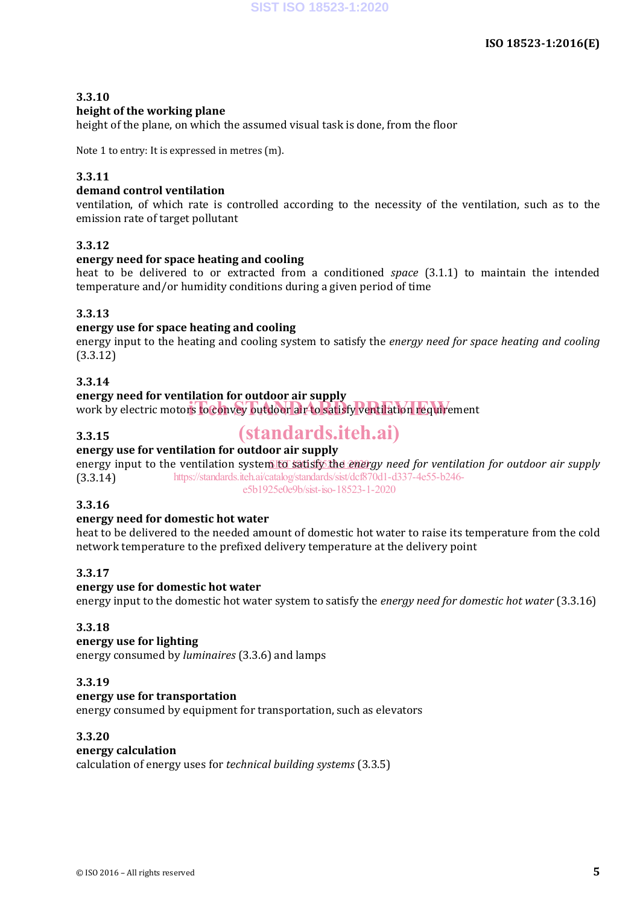**3.3.10**
**height of the working plane**
height of the plane, on which the assumed visual task is done, from the floor

Note 1 to entry: It is expressed in metres (m).

**3.3.11**
**demand control ventilation**
ventilation, of which rate is controlled according to the necessity of the ventilation, such as to the emission rate of target pollutant

**3.3.12**
**energy need for space heating and cooling**
heat to be delivered to or extracted from a conditioned *space* (3.1.1) to maintain the intended temperature and/or humidity conditions during a given period of time

**3.3.13**
**energy use for space heating and cooling**
energy input to the heating and cooling system to satisfy the *energy need for space heating and cooling* (3.3.12)

**3.3.14**
**energy need for ventilation for outdoor air supply**
work by electric motors to convey outdoor air to satisfy ventilation requirement

**3.3.15**
**energy use for ventilation for outdoor air supply**
energy input to the ventilation system to satisfy the *energy need for ventilation for outdoor air supply* (3.3.14)

**3.3.16**
**energy need for domestic hot water**
heat to be delivered to the needed amount of domestic hot water to raise its temperature from the cold network temperature to the prefixed delivery temperature at the delivery point

**3.3.17**
**energy use for domestic hot water**
energy input to the domestic hot water system to satisfy the *energy need for domestic hot water* (3.3.16)

**3.3.18**
**energy use for lighting**
energy consumed by *luminaires* (3.3.6) and lamps

**3.3.19**
**energy use for transportation**
energy consumed by equipment for transportation, such as elevators

**3.3.20**
**energy calculation**
calculation of energy uses for *technical building systems* (3.3.5)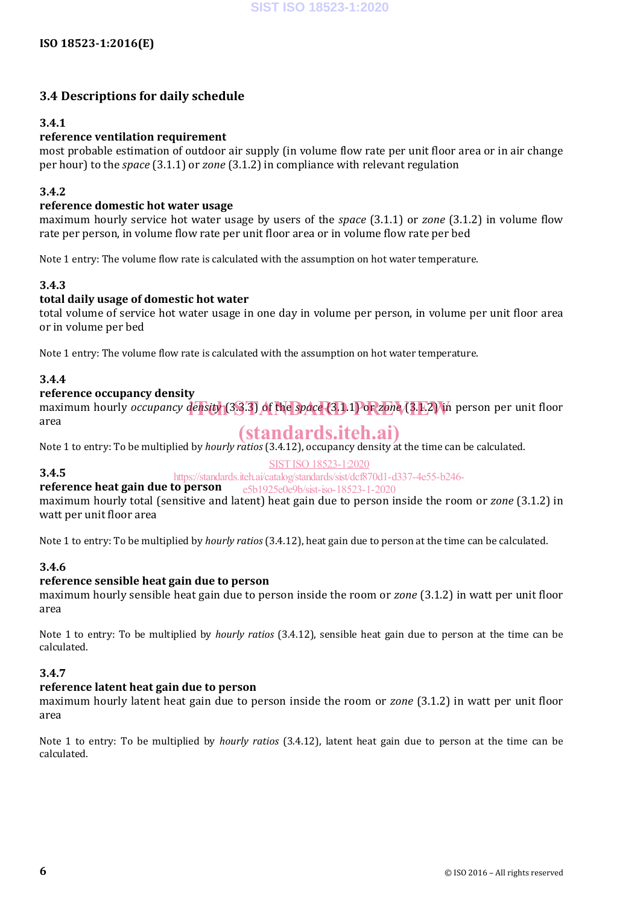## 3.4 Descriptions for daily schedule

### 3.4.1

**reference ventilation requirement**

most probable estimation of outdoor air supply (in volume flow rate per unit floor area or in air change per hour) to the *space* (3.1.1) or *zone* (3.1.2) in compliance with relevant regulation

### 3.4.2

**reference domestic hot water usage**

maximum hourly service hot water usage by users of the *space* (3.1.1) or *zone* (3.1.2) in volume flow rate per person, in volume flow rate per unit floor area or in volume flow rate per bed

Note 1 entry: The volume flow rate is calculated with the assumption on hot water temperature.

### 3.4.3

**total daily usage of domestic hot water**

total volume of service hot water usage in one day in volume per person, in volume per unit floor area or in volume per bed

Note 1 entry: The volume flow rate is calculated with the assumption on hot water temperature.

### 3.4.4

**reference occupancy density**

maximum hourly *occupancy density* (3.3.3) of the *space* (3.1.1) or *zone* (3.1.2) in person per unit floor area

Note 1 to entry: To be multiplied by *hourly ratios* (3.4.12), occupancy density at the time can be calculated.

### 3.4.5

**reference heat gain due to person**

maximum hourly total (sensitive and latent) heat gain due to person inside the room or *zone* (3.1.2) in watt per unit floor area

Note 1 to entry: To be multiplied by *hourly ratios* (3.4.12), heat gain due to person at the time can be calculated.

### 3.4.6

**reference sensible heat gain due to person**

maximum hourly sensible heat gain due to person inside the room or *zone* (3.1.2) in watt per unit floor area

Note 1 to entry: To be multiplied by *hourly ratios* (3.4.12), sensible heat gain due to person at the time can be calculated.

### 3.4.7

**reference latent heat gain due to person**

maximum hourly latent heat gain due to person inside the room or *zone* (3.1.2) in watt per unit floor area

Note 1 to entry: To be multiplied by *hourly ratios* (3.4.12), latent heat gain due to person at the time can be calculated.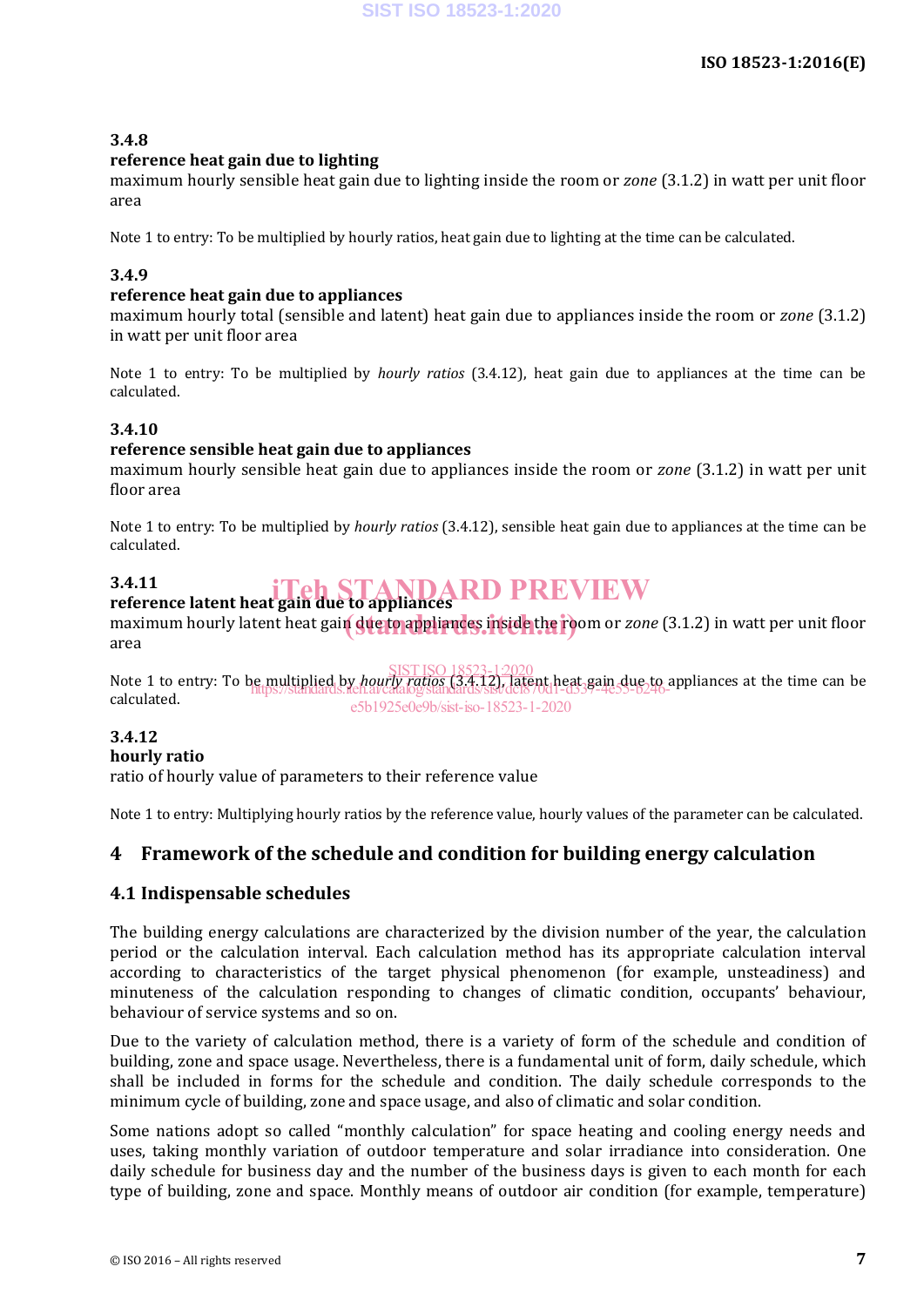**3.4.8**
**reference heat gain due to lighting**
maximum hourly sensible heat gain due to lighting inside the room or *zone* (3.1.2) in watt per unit floor area

Note 1 to entry: To be multiplied by hourly ratios, heat gain due to lighting at the time can be calculated.

**3.4.9**
**reference heat gain due to appliances**
maximum hourly total (sensible and latent) heat gain due to appliances inside the room or *zone* (3.1.2) in watt per unit floor area

Note 1 to entry: To be multiplied by *hourly ratios* (3.4.12), heat gain due to appliances at the time can be calculated.

**3.4.10**
**reference sensible heat gain due to appliances**
maximum hourly sensible heat gain due to appliances inside the room or *zone* (3.1.2) in watt per unit floor area

Note 1 to entry: To be multiplied by *hourly ratios* (3.4.12), sensible heat gain due to appliances at the time can be calculated.

**3.4.11**
**reference latent heat gain due to appliances**
maximum hourly latent heat gain due to appliances inside the room or *zone* (3.1.2) in watt per unit floor area

Note 1 to entry: To be multiplied by *hourly ratios* (3.4.12), latent heat gain due to appliances at the time can be calculated.

**3.4.12**
**hourly ratio**
ratio of hourly value of parameters to their reference value

Note 1 to entry: Multiplying hourly ratios by the reference value, hourly values of the parameter can be calculated.

## 4 Framework of the schedule and condition for building energy calculation

### 4.1 Indispensable schedules

The building energy calculations are characterized by the division number of the year, the calculation period or the calculation interval. Each calculation method has its appropriate calculation interval according to characteristics of the target physical phenomenon (for example, unsteadiness) and minuteness of the calculation responding to changes of climatic condition, occupants' behaviour, behaviour of service systems and so on.

Due to the variety of calculation method, there is a variety of form of the schedule and condition of building, zone and space usage. Nevertheless, there is a fundamental unit of form, daily schedule, which shall be included in forms for the schedule and condition. The daily schedule corresponds to the minimum cycle of building, zone and space usage, and also of climatic and solar condition.

Some nations adopt so called "monthly calculation" for space heating and cooling energy needs and uses, taking monthly variation of outdoor temperature and solar irradiance into consideration. One daily schedule for business day and the number of the business days is given to each month for each type of building, zone and space. Monthly means of outdoor air condition (for example, temperature)